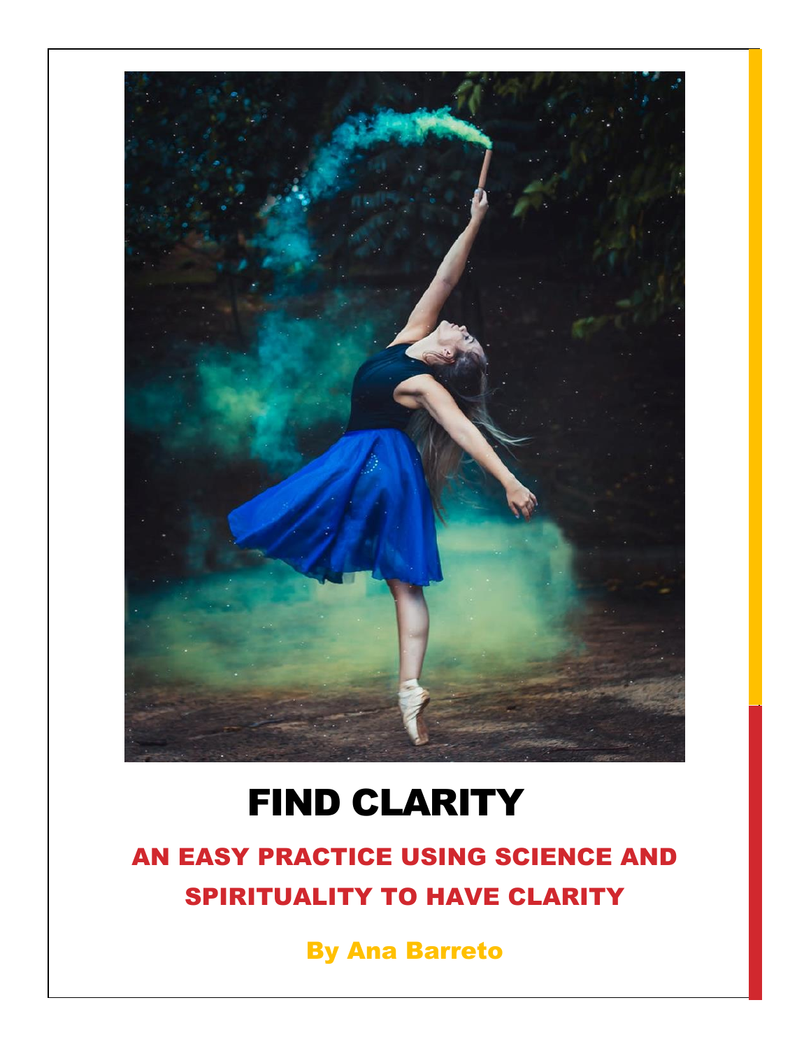# FIND CLARITY

## AN EASY PRACTICE USING SCIENCE AND SPIRITUALITY TO HAVE CLARITY

**By Ana Barreto**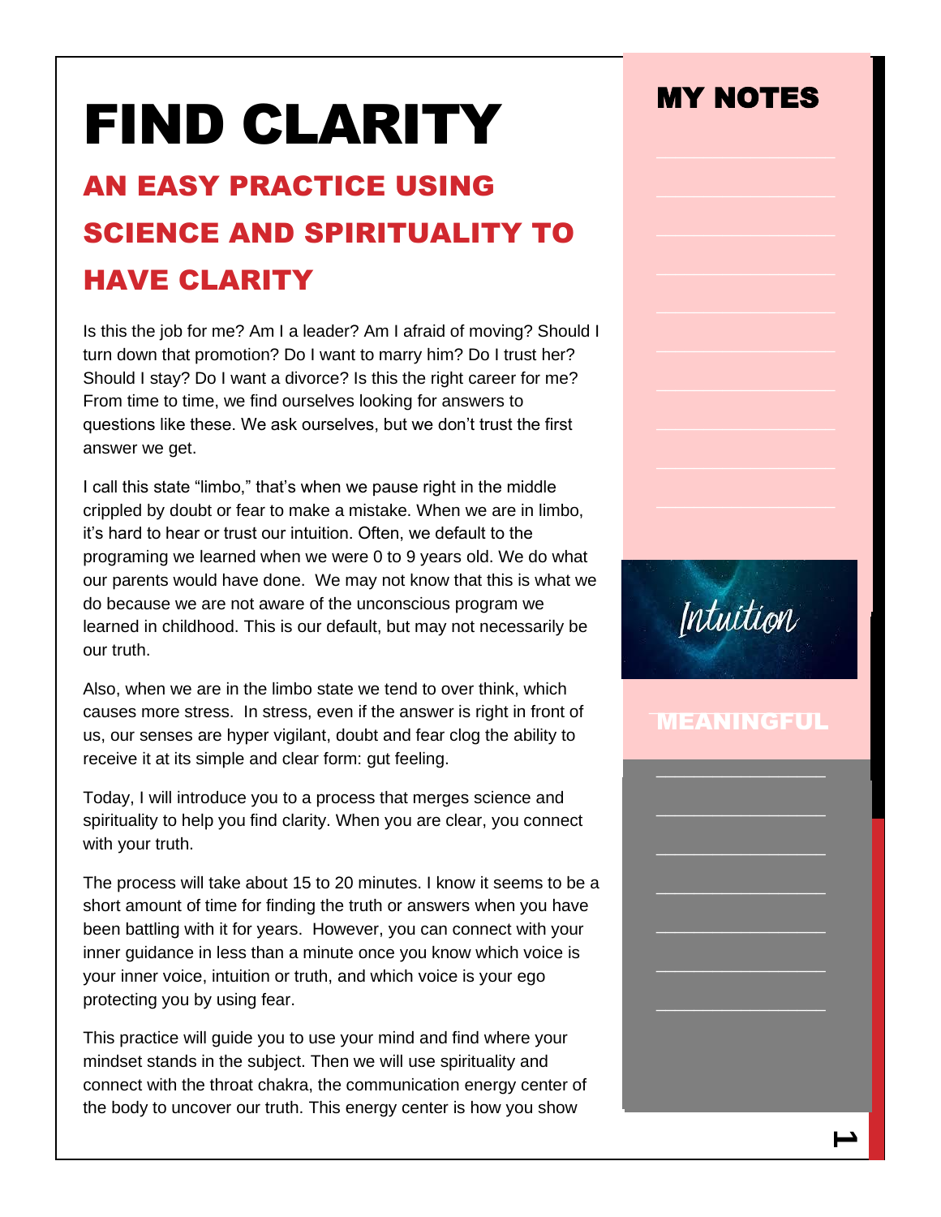# FIND CLARITY

## AN EASY PRACTICE USING SCIENCE AND SPIRITUALITY TO HAVE CLARITY

Is this the job for me? Am I a leader? Am I afraid of moving? Should I turn down that promotion? Do I want to marry him? Do I trust her? Should I stay? Do I want a divorce? Is this the right career for me? From time to time, we find ourselves looking for answers to questions like these. We ask ourselves, but we don't trust the first answer we get.

I call this state "limbo," that's when we pause right in the middle crippled by doubt or fear to make a mistake. When we are in limbo, it's hard to hear or trust our intuition. Often, we default to the programing we learned when we were 0 to 9 years old. We do what our parents would have done. We may not know that this is what we do because we are not aware of the unconscious program we learned in childhood. This is our default, but may not necessarily be our truth.

Also, when we are in the limbo state we tend to over think, which causes more stress. In stress, even if the answer is right in front of us, our senses are hyper vigilant, doubt and fear clog the ability to receive it at its simple and clear form: gut feeling.

Today, I will introduce you to a process that merges science and spirituality to help you find clarity. When you are clear, you connect with your truth.

The process will take about 15 to 20 minutes. I know it seems to be a short amount of time for finding the truth or answers when you have been battling with it for years. However, you can connect with your inner guidance in less than a minute once you know which voice is your inner voice, intuition or truth, and which voice is your ego protecting you by using fear.

This practice will guide you to use your mind and find where your mindset stands in the subject. Then we will use spirituality and connect with the throat chakra, the communication energy center of the body to uncover our truth. This energy center is how you show

**MY NOTES**

_______________
_______________
_______________
_______________
_______________
_______________
_______________
_______________
_______________
_______________

*Intuition*

**MEANINGFUL**

_______________
_______________
_______________
_______________
_______________
_______________
_______________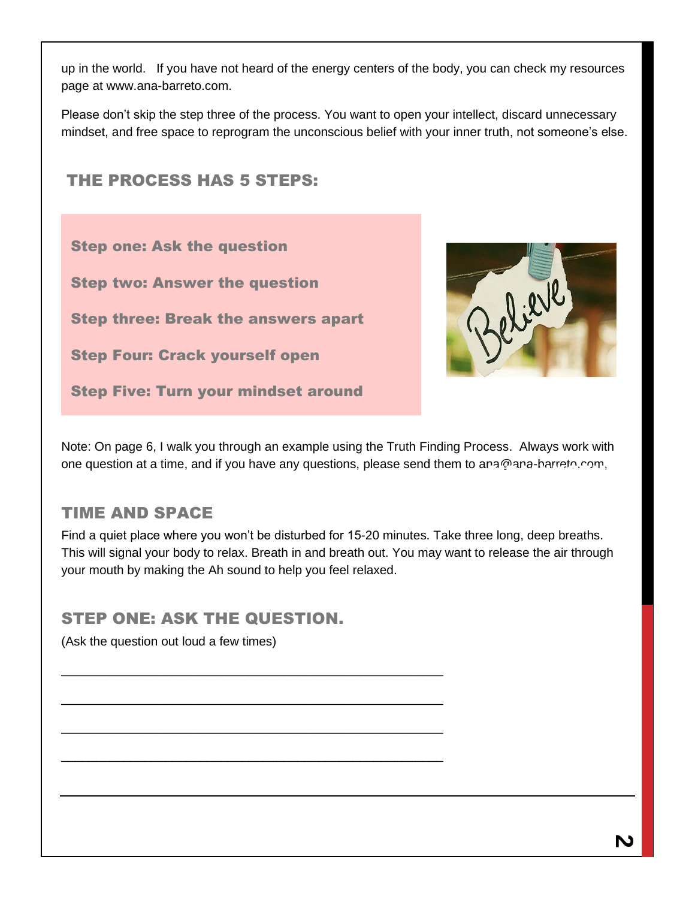up in the world. If you have not heard of the energy centers of the body, you can check my resources page at www.ana-barreto.com.

Please don't skip the step three of the process. You want to open your intellect, discard unnecessary mindset, and free space to reprogram the unconscious belief with your inner truth, not someone's else.

## THE PROCESS HAS 5 STEPS:

**Step one: Ask the question**

**Step two: Answer the question**

**Step three: Break the answers apart**

**Step Four: Crack yourself open**

**Step Five: Turn your mindset around**

Note: On page 6, I walk you through an example using the Truth Finding Process. Always work with one question at a time, and if you have any questions, please send them to ana@ana-barreto.com,

## TIME AND SPACE

Find a quiet place where you won't be disturbed for 15-20 minutes. Take three long, deep breaths. This will signal your body to relax. Breath in and breath out. You may want to release the air through your mouth by making the Ah sound to help you feel relaxed.

## STEP ONE: ASK THE QUESTION.

(Ask the question out loud a few times)

_______________________________________________________

_______________________________________________________

_______________________________________________________

_______________________________________________________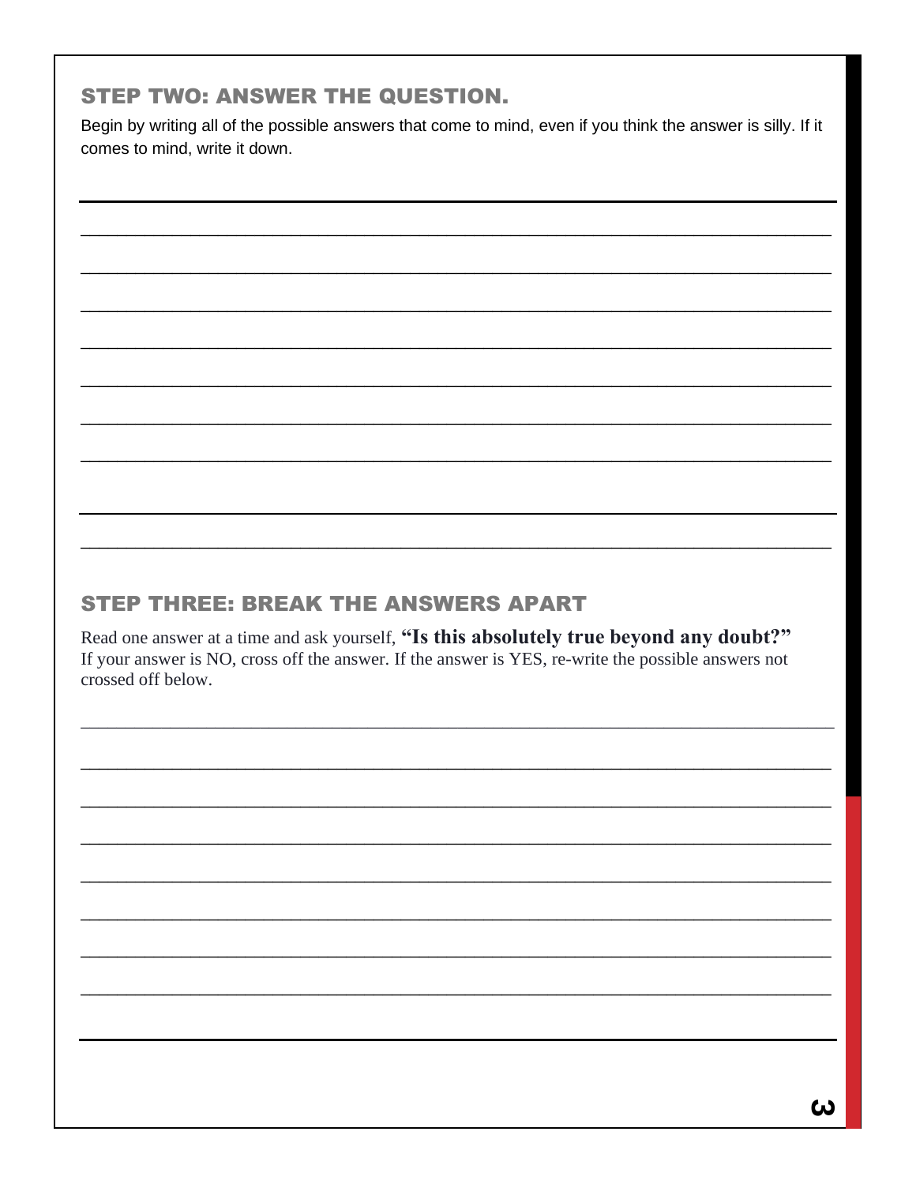## STEP TWO: ANSWER THE QUESTION.

Begin by writing all of the possible answers that come to mind, even if you think the answer is silly. If it comes to mind, write it down.

## STEP THREE: BREAK THE ANSWERS APART

Read one answer at a time and ask yourself, **"Is this absolutely true beyond any doubt?"** If your answer is NO, cross off the answer. If the answer is YES, re-write the possible answers not crossed off below.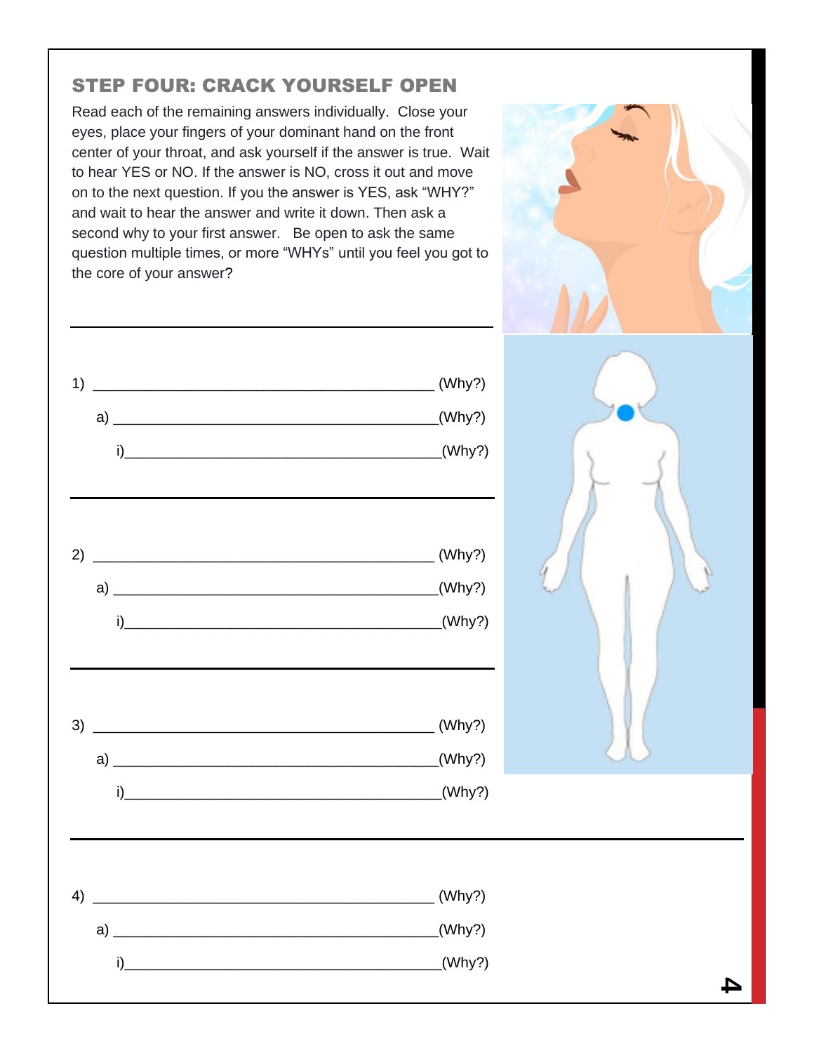## STEP FOUR: CRACK YOURSELF OPEN

Read each of the remaining answers individually. Close your eyes, place your fingers of your dominant hand on the front center of your throat, and ask yourself if the answer is true. Wait to hear YES or NO. If the answer is NO, cross it out and move on to the next question. If you the answer is YES, ask "WHY?" and wait to hear the answer and write it down. Then ask a second why to your first answer. Be open to ask the same question multiple times, or more "WHYs" until you feel you got to the core of your answer?

---

1) ____________________________________________ (Why?)

   a) ____________________________________________(Why?)

      i)____________________________________________(Why?)

---

2) ____________________________________________ (Why?)

   a) ____________________________________________(Why?)

      i)____________________________________________(Why?)

---

3) ____________________________________________ (Why?)

   a) ____________________________________________(Why?)

      i)____________________________________________(Why?)

---

4) ____________________________________________ (Why?)

   a) ____________________________________________(Why?)

      i)____________________________________________(Why?)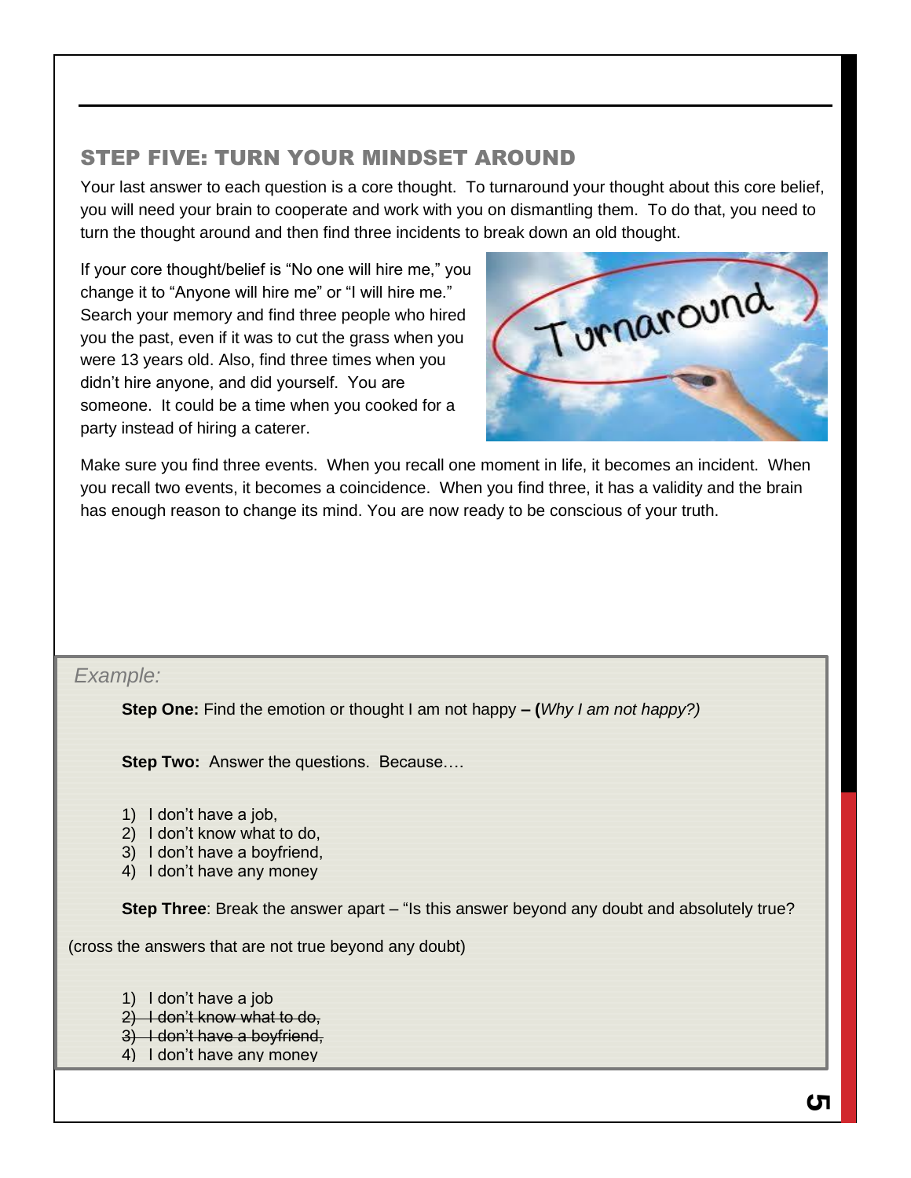## STEP FIVE: TURN YOUR MINDSET AROUND

Your last answer to each question is a core thought. To turnaround your thought about this core belief, you will need your brain to cooperate and work with you on dismantling them. To do that, you need to turn the thought around and then find three incidents to break down an old thought.

If your core thought/belief is "No one will hire me," you change it to "Anyone will hire me" or "I will hire me." Search your memory and find three people who hired you the past, even if it was to cut the grass when you were 13 years old. Also, find three times when you didn't hire anyone, and did yourself. You are someone. It could be a time when you cooked for a party instead of hiring a caterer.

Make sure you find three events. When you recall one moment in life, it becomes an incident. When you recall two events, it becomes a coincidence. When you find three, it has a validity and the brain has enough reason to change its mind. You are now ready to be conscious of your truth.

*Example:*

**Step One:** Find the emotion or thought I am not happy – **(***Why I am not happy?)*

**Step Two:** Answer the questions. Because….

1) I don't have a job,
2) I don't know what to do,
3) I don't have a boyfriend,
4) I don't have any money

**Step Three**: Break the answer apart – "Is this answer beyond any doubt and absolutely true?

(cross the answers that are not true beyond any doubt)

1) I don't have a job
2) ~~I don't know what to do,~~
3) ~~I don't have a boyfriend,~~
4) I don't have any money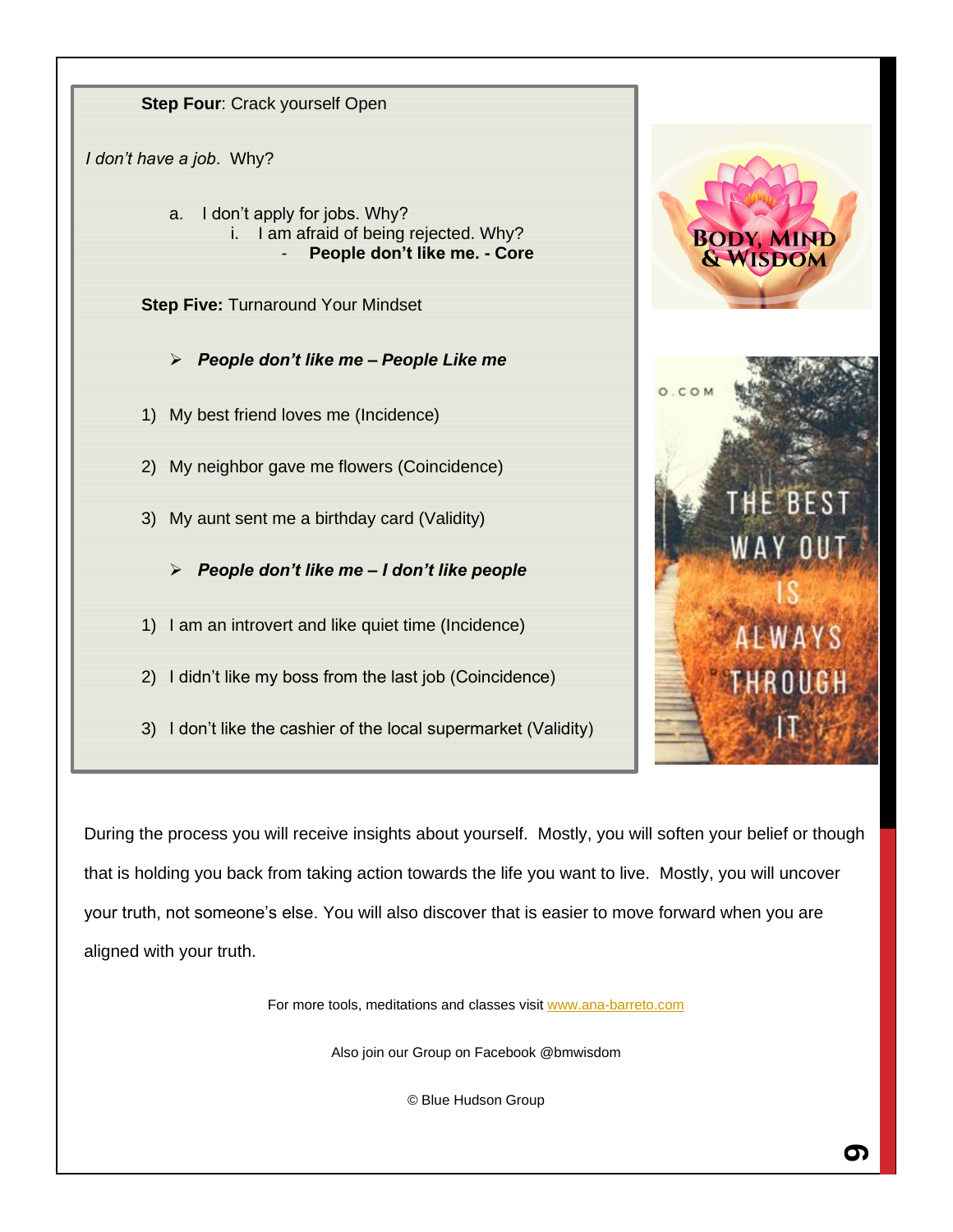**Step Four**: Crack yourself Open

*I don't have a job*. Why?

a. I don't apply for jobs. Why?
   i. I am afraid of being rejected. Why?
      - **People don't like me. - Core**

**Step Five:** Turnaround Your Mindset

- ***People don't like me – People Like me***

1) My best friend loves me (Incidence)
2) My neighbor gave me flowers (Coincidence)
3) My aunt sent me a birthday card (Validity)

- ***People don't like me – I don't like people***

1) I am an introvert and like quiet time (Incidence)
2) I didn't like my boss from the last job (Coincidence)
3) I don't like the cashier of the local supermarket (Validity)

During the process you will receive insights about yourself. Mostly, you will soften your belief or though that is holding you back from taking action towards the life you want to live. Mostly, you will uncover your truth, not someone's else. You will also discover that is easier to move forward when you are aligned with your truth.

For more tools, meditations and classes visit [www.ana-barreto.com](http://www.ana-barreto.com)

Also join our Group on Facebook @bmwisdom

© Blue Hudson Group